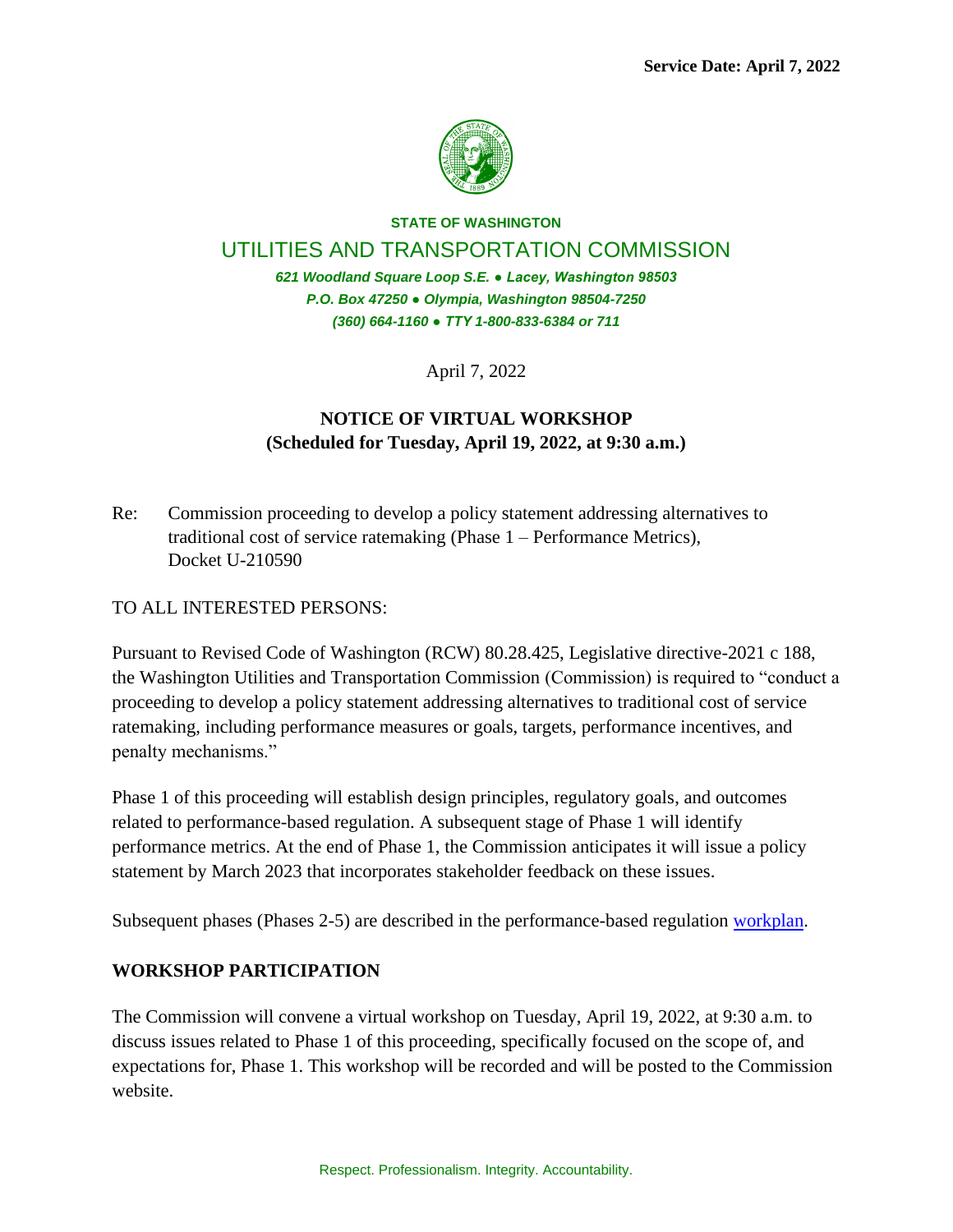**Service Date: April 7, 2022**

**STATE OF WASHINGTON**

UTILITIES AND TRANSPORTATION COMMISSION

*621 Woodland Square Loop S.E. ● Lacey, Washington 98503*
*P.O. Box 47250 ● Olympia, Washington 98504-7250*
*(360) 664-1160 ● TTY 1-800-833-6384 or 711*

April 7, 2022

**NOTICE OF VIRTUAL WORKSHOP**
**(Scheduled for Tuesday, April 19, 2022, at 9:30 a.m.)**

Re: Commission proceeding to develop a policy statement addressing alternatives to traditional cost of service ratemaking (Phase 1 – Performance Metrics), Docket U-210590

TO ALL INTERESTED PERSONS:

Pursuant to Revised Code of Washington (RCW) 80.28.425, Legislative directive-2021 c 188, the Washington Utilities and Transportation Commission (Commission) is required to "conduct a proceeding to develop a policy statement addressing alternatives to traditional cost of service ratemaking, including performance measures or goals, targets, performance incentives, and penalty mechanisms."

Phase 1 of this proceeding will establish design principles, regulatory goals, and outcomes related to performance-based regulation. A subsequent stage of Phase 1 will identify performance metrics. At the end of Phase 1, the Commission anticipates it will issue a policy statement by March 2023 that incorporates stakeholder feedback on these issues.

Subsequent phases (Phases 2-5) are described in the performance-based regulation workplan.

## WORKSHOP PARTICIPATION

The Commission will convene a virtual workshop on Tuesday, April 19, 2022, at 9:30 a.m. to discuss issues related to Phase 1 of this proceeding, specifically focused on the scope of, and expectations for, Phase 1. This workshop will be recorded and will be posted to the Commission website.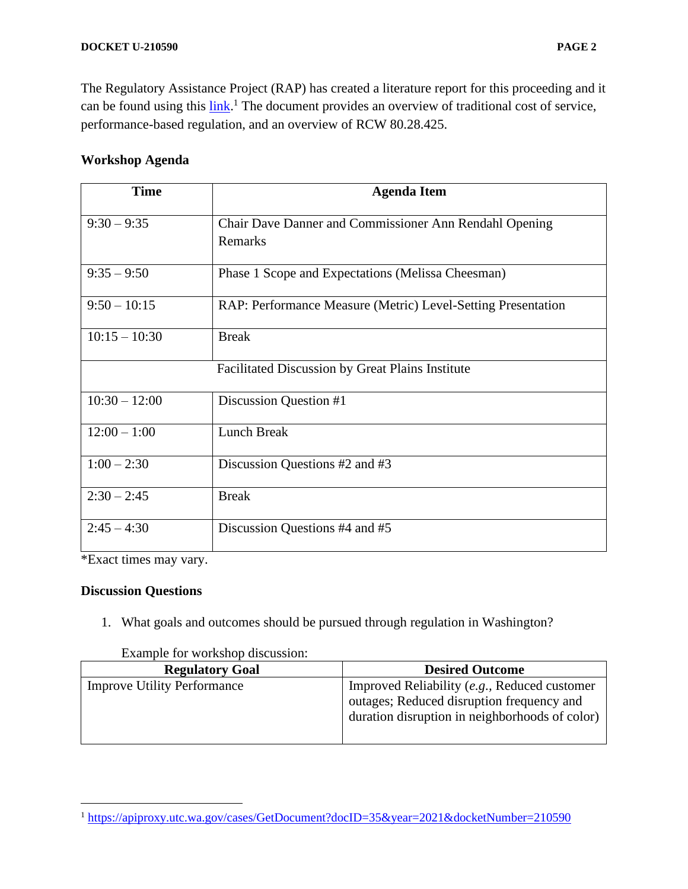The Regulatory Assistance Project (RAP) has created a literature report for this proceeding and it can be found using this [link](https://apiproxy.utc.wa.gov/cases/GetDocument?docID=35&year=2021&docketNumber=210590).[1] The document provides an overview of traditional cost of service, performance-based regulation, and an overview of RCW 80.28.425.

**Workshop Agenda**

| Time | Agenda Item |
|---|---|
| 9:30 – 9:35 | Chair Dave Danner and Commissioner Ann Rendahl Opening Remarks |
| 9:35 – 9:50 | Phase 1 Scope and Expectations (Melissa Cheesman) |
| 9:50 – 10:15 | RAP: Performance Measure (Metric) Level-Setting Presentation |
| 10:15 – 10:30 | Break |
| Facilitated Discussion by Great Plains Institute | |
| 10:30 – 12:00 | Discussion Question #1 |
| 12:00 – 1:00 | Lunch Break |
| 1:00 – 2:30 | Discussion Questions #2 and #3 |
| 2:30 – 2:45 | Break |
| 2:45 – 4:30 | Discussion Questions #4 and #5 |

*Exact times may vary.

**Discussion Questions**

1. What goals and outcomes should be pursued through regulation in Washington?

   Example for workshop discussion:

| Regulatory Goal | Desired Outcome |
|---|---|
| Improve Utility Performance | Improved Reliability (*e.g.*, Reduced customer outages; Reduced disruption frequency and duration disruption in neighborhoods of color) |

[1] https://apiproxy.utc.wa.gov/cases/GetDocument?docID=35&year=2021&docketNumber=210590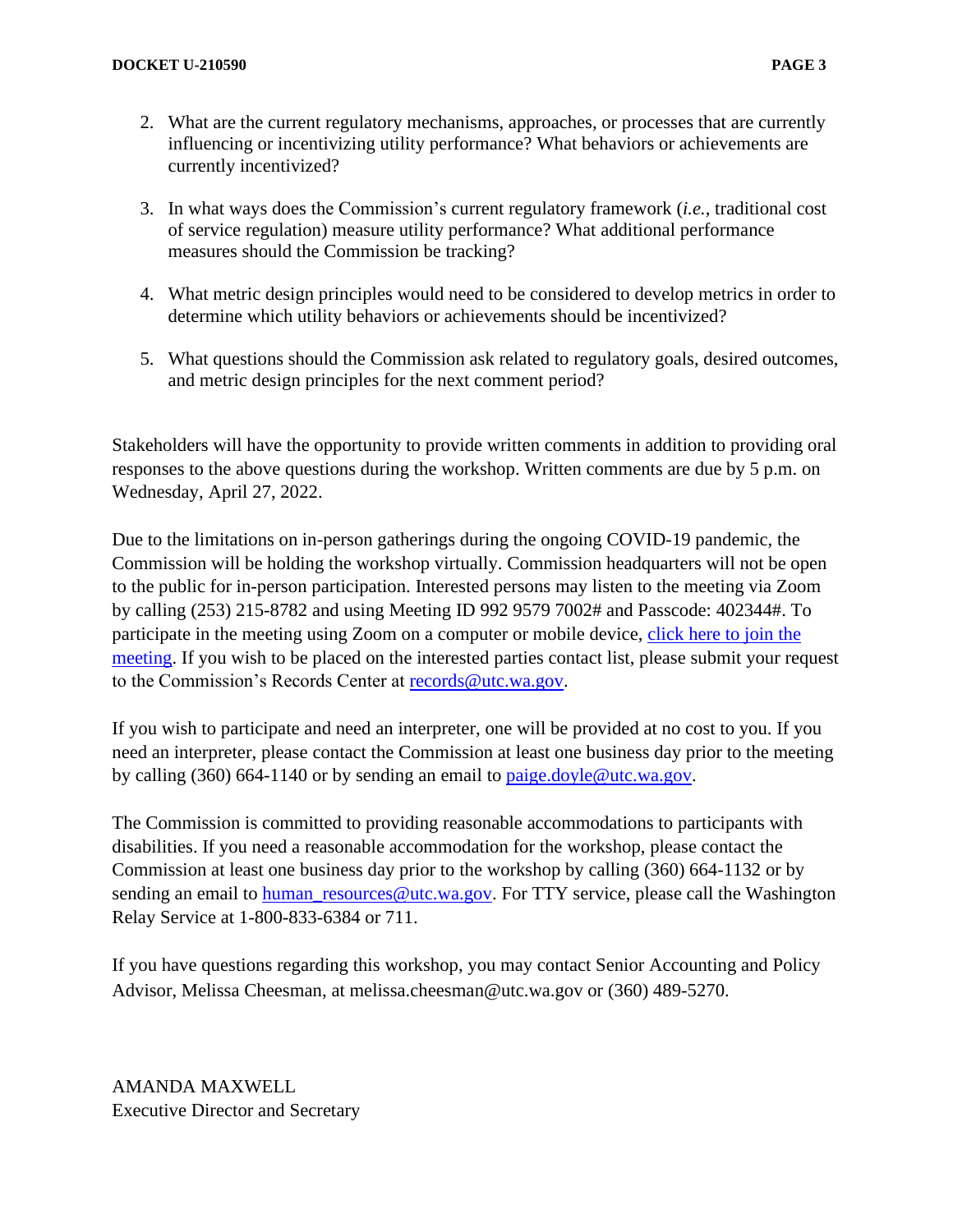2. What are the current regulatory mechanisms, approaches, or processes that are currently influencing or incentivizing utility performance? What behaviors or achievements are currently incentivized?

3. In what ways does the Commission's current regulatory framework (*i.e.*, traditional cost of service regulation) measure utility performance? What additional performance measures should the Commission be tracking?

4. What metric design principles would need to be considered to develop metrics in order to determine which utility behaviors or achievements should be incentivized?

5. What questions should the Commission ask related to regulatory goals, desired outcomes, and metric design principles for the next comment period?

Stakeholders will have the opportunity to provide written comments in addition to providing oral responses to the above questions during the workshop. Written comments are due by 5 p.m. on Wednesday, April 27, 2022.

Due to the limitations on in-person gatherings during the ongoing COVID-19 pandemic, the Commission will be holding the workshop virtually. Commission headquarters will not be open to the public for in-person participation. Interested persons may listen to the meeting via Zoom by calling (253) 215-8782 and using Meeting ID 992 9579 7002# and Passcode: 402344#. To participate in the meeting using Zoom on a computer or mobile device, click here to join the meeting. If you wish to be placed on the interested parties contact list, please submit your request to the Commission's Records Center at records@utc.wa.gov.

If you wish to participate and need an interpreter, one will be provided at no cost to you. If you need an interpreter, please contact the Commission at least one business day prior to the meeting by calling (360) 664-1140 or by sending an email to paige.doyle@utc.wa.gov.

The Commission is committed to providing reasonable accommodations to participants with disabilities. If you need a reasonable accommodation for the workshop, please contact the Commission at least one business day prior to the workshop by calling (360) 664-1132 or by sending an email to human_resources@utc.wa.gov. For TTY service, please call the Washington Relay Service at 1-800-833-6384 or 711.

If you have questions regarding this workshop, you may contact Senior Accounting and Policy Advisor, Melissa Cheesman, at melissa.cheesman@utc.wa.gov or (360) 489-5270.

AMANDA MAXWELL
Executive Director and Secretary